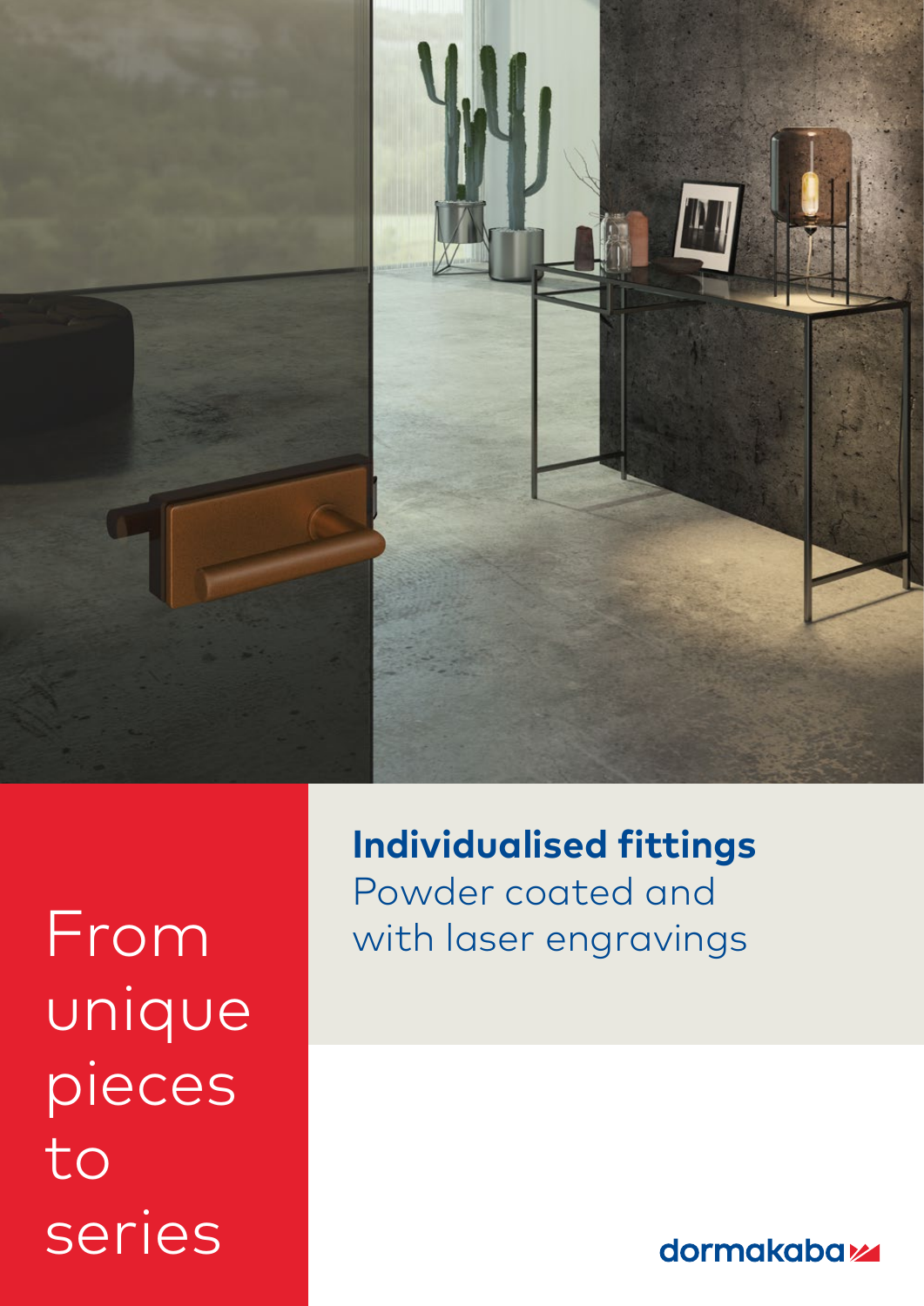# From unique pieces to series

## Individualised fittings

Powder coated and with laser engravings

dormakaba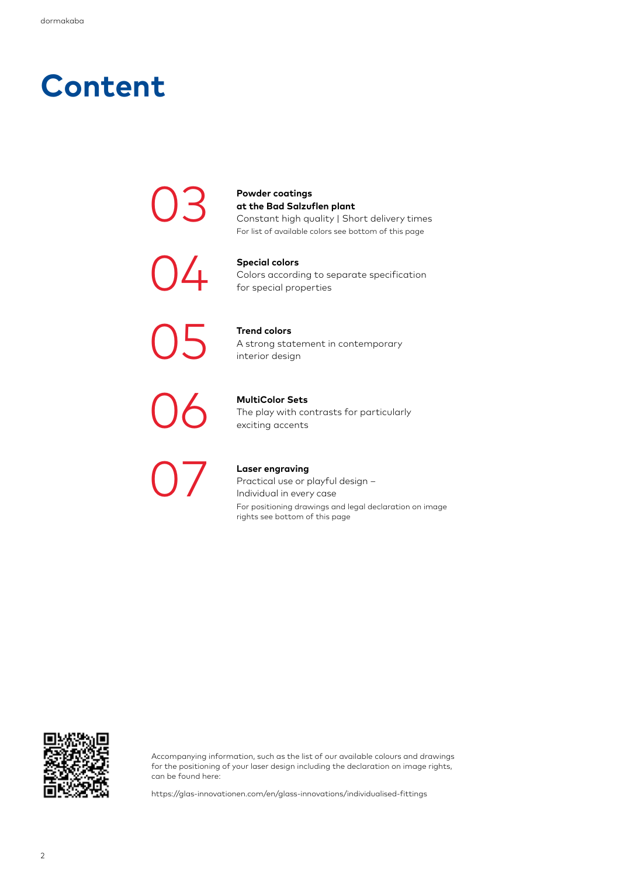# Content

**03** **Powder coatings at the Bad Salzuflen plant**
Constant high quality | Short delivery times
For list of available colors see bottom of this page

**04** **Special colors**
Colors according to separate specification for special properties

**05** **Trend colors**
A strong statement in contemporary interior design

**06** **MultiColor Sets**
The play with contrasts for particularly exciting accents

**07** **Laser engraving**
Practical use or playful design – Individual in every case
For positioning drawings and legal declaration on image rights see bottom of this page

Accompanying information, such as the list of our available colours and drawings for the positioning of your laser design including the declaration on image rights, can be found here:

https://glas-innovationen.com/en/glass-innovations/individualised-fittings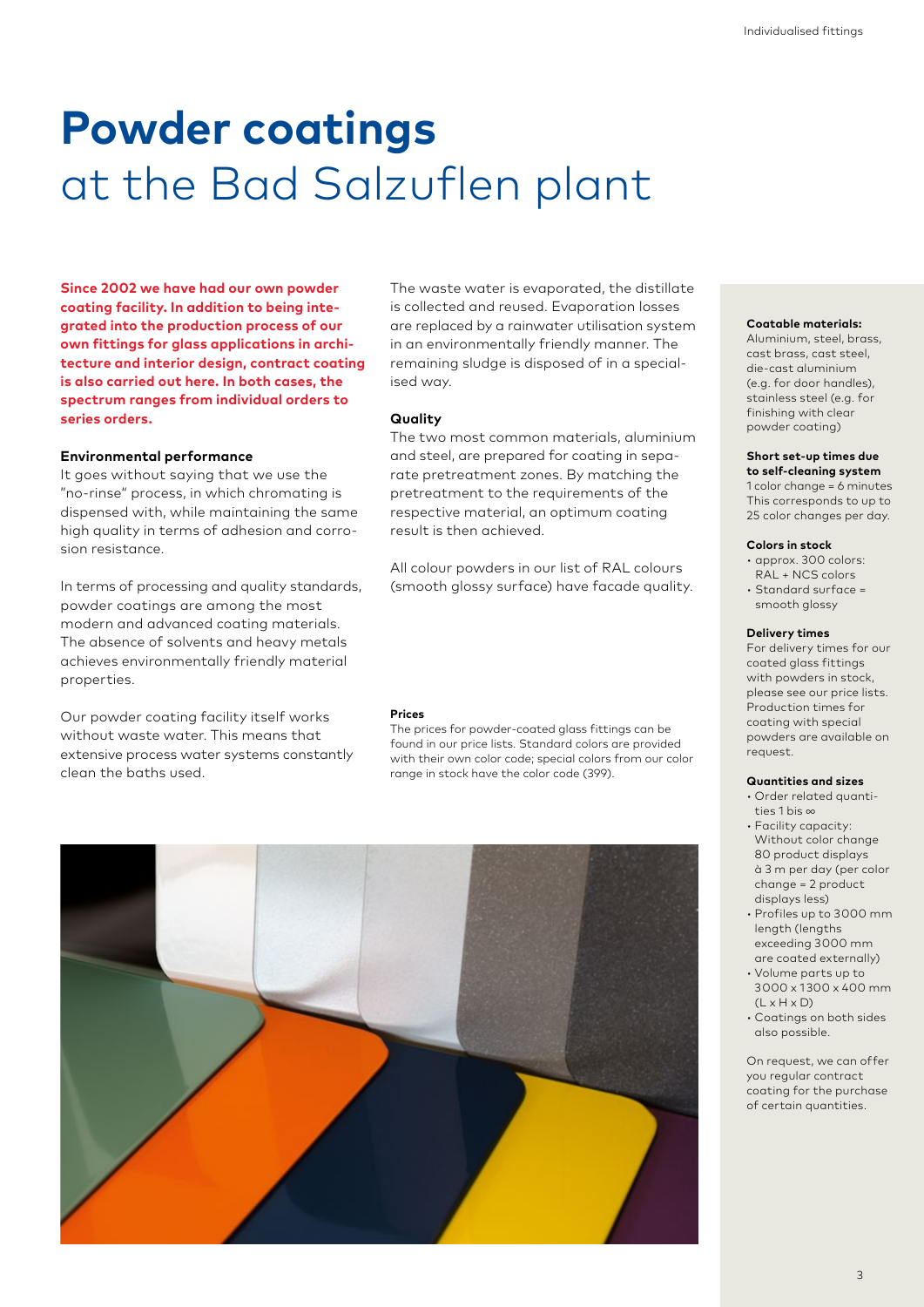# **Powder coatings** at the Bad Salzuflen plant

**Since 2002 we have had our own powder coating facility. In addition to being integrated into the production process of our own fittings for glass applications in architecture and interior design, contract coating is also carried out here. In both cases, the spectrum ranges from individual orders to series orders.**

### Environmental performance

It goes without saying that we use the "no-rinse" process, in which chromating is dispensed with, while maintaining the same high quality in terms of adhesion and corrosion resistance.

In terms of processing and quality standards, powder coatings are among the most modern and advanced coating materials. The absence of solvents and heavy metals achieves environmentally friendly material properties.

Our powder coating facility itself works without waste water. This means that extensive process water systems constantly clean the baths used.

The waste water is evaporated, the distillate is collected and reused. Evaporation losses are replaced by a rainwater utilisation system in an environmentally friendly manner. The remaining sludge is disposed of in a specialised way.

### Quality

The two most common materials, aluminium and steel, are prepared for coating in separate pretreatment zones. By matching the pretreatment to the requirements of the respective material, an optimum coating result is then achieved.

All colour powders in our list of RAL colours (smooth glossy surface) have facade quality.

#### Prices

The prices for powder-coated glass fittings can be found in our price lists. Standard colors are provided with their own color code; special colors from our color range in stock have the color code (399).

**Coatable materials:**
Aluminium, steel, brass, cast brass, cast steel, die-cast aluminium (e.g. for door handles), stainless steel (e.g. for finishing with clear powder coating)

**Short set-up times due to self-cleaning system**
1 color change = 6 minutes
This corresponds to up to 25 color changes per day.

**Colors in stock**
- approx. 300 colors: RAL + NCS colors
- Standard surface = smooth glossy

**Delivery times**
For delivery times for our coated glass fittings with powders in stock, please see our price lists. Production times for coating with special powders are available on request.

**Quantities and sizes**
- Order related quantities 1 bis ∞
- Facility capacity: Without color change 80 product displays à 3 m per day (per color change = 2 product displays less)
- Profiles up to 3000 mm length (lengths exceeding 3000 mm are coated externally)
- Volume parts up to 3000 x 1300 x 400 mm (L x H x D)
- Coatings on both sides also possible.

On request, we can offer you regular contract coating for the purchase of certain quantities.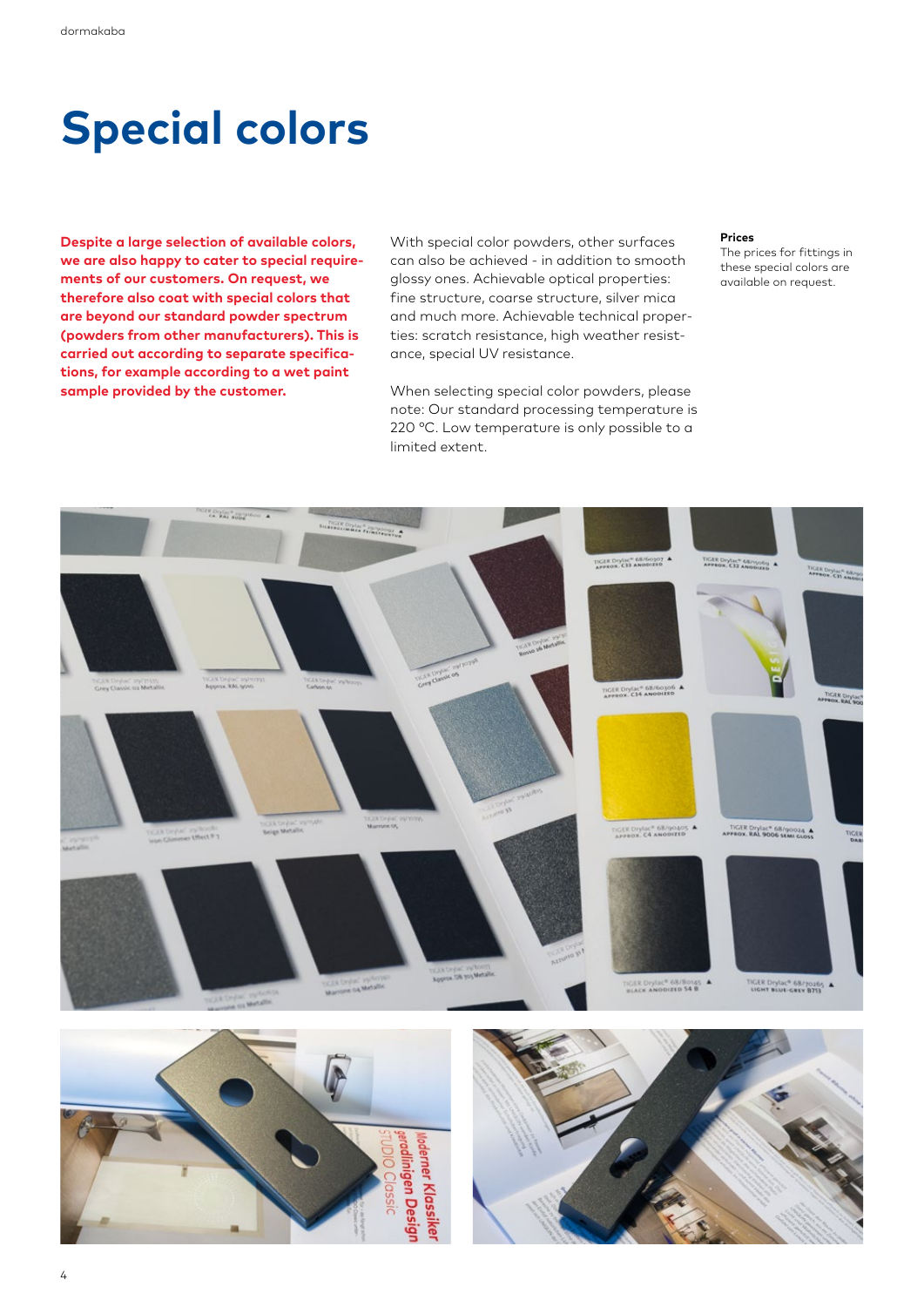# Special colors

**Despite a large selection of available colors, we are also happy to cater to special requirements of our customers. On request, we therefore also coat with special colors that are beyond our standard powder spectrum (powders from other manufacturers). This is carried out according to separate specifications, for example according to a wet paint sample provided by the customer.**

With special color powders, other surfaces can also be achieved - in addition to smooth glossy ones. Achievable optical properties: fine structure, coarse structure, silver mica and much more. Achievable technical properties: scratch resistance, high weather resistance, special UV resistance.

When selecting special color powders, please note: Our standard processing temperature is 220 °C. Low temperature is only possible to a limited extent.

**Prices**

The prices for fittings in these special colors are available on request.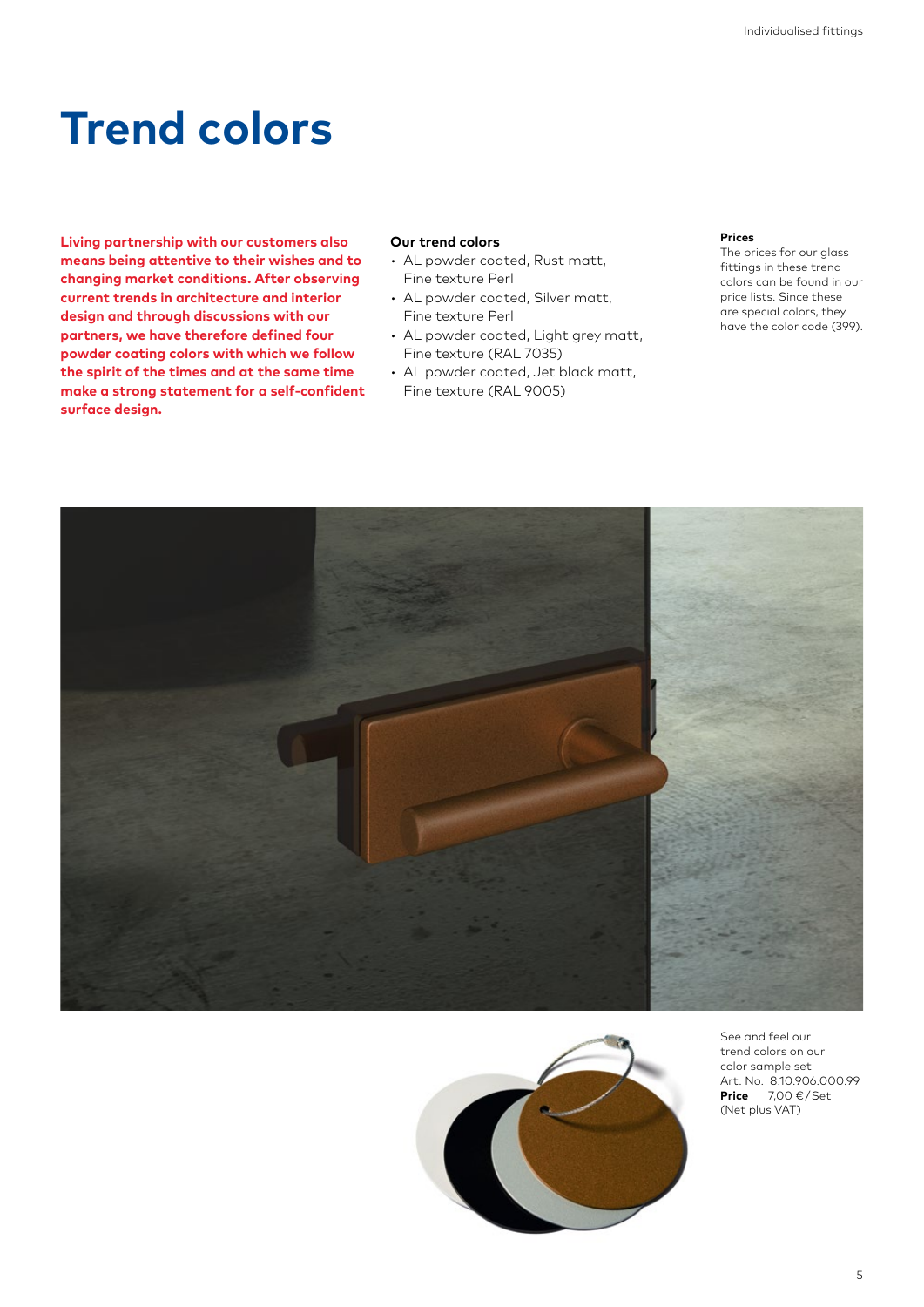# Trend colors

**Living partnership with our customers also means being attentive to their wishes and to changing market conditions. After observing current trends in architecture and interior design and through discussions with our partners, we have therefore defined four powder coating colors with which we follow the spirit of the times and at the same time make a strong statement for a self-confident surface design.**

**Our trend colors**

- AL powder coated, Rust matt, Fine texture Perl
- AL powder coated, Silver matt, Fine texture Perl
- AL powder coated, Light grey matt, Fine texture (RAL 7035)
- AL powder coated, Jet black matt, Fine texture (RAL 9005)

**Prices**

The prices for our glass fittings in these trend colors can be found in our price lists. Since these are special colors, they have the color code (399).

See and feel our trend colors on our color sample set
Art. No. 8.10.906.000.99
**Price** 7,00 €/Set
(Net plus VAT)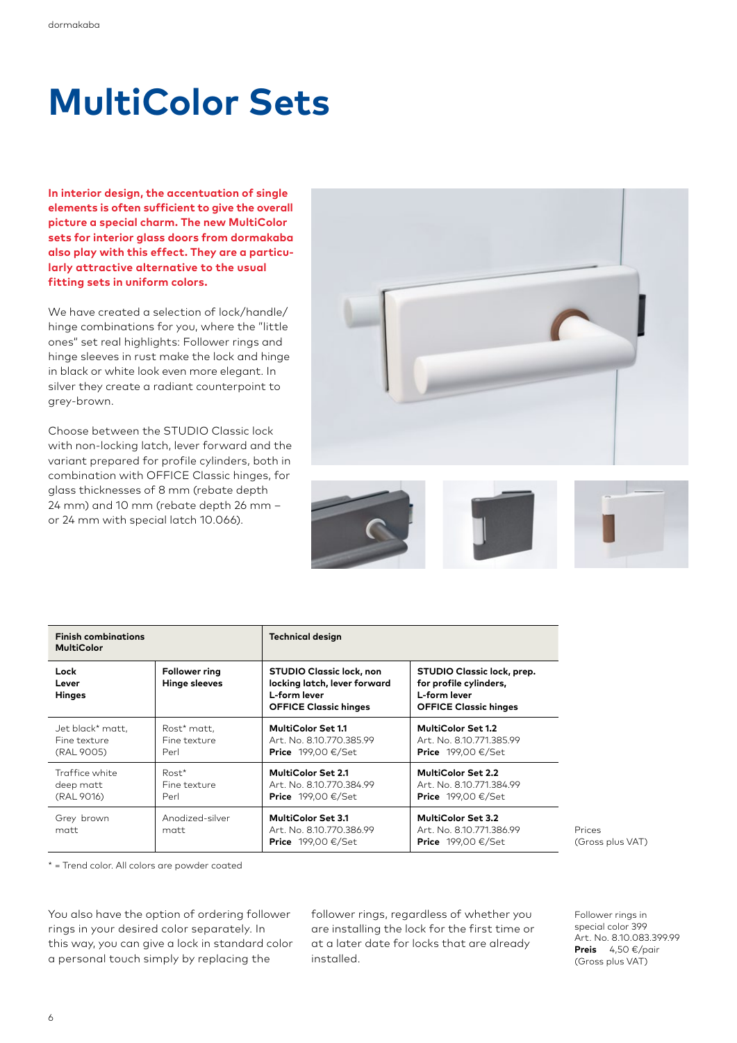// MultiColor Sets — transcription of page 6

# MultiColor Sets

**In interior design, the accentuation of single elements is often sufficient to give the overall picture a special charm. The new MultiColor sets for interior glass doors from dormakaba also play with this effect. They are a particularly attractive alternative to the usual fitting sets in uniform colors.**

We have created a selection of lock/handle/hinge combinations for you, where the "little ones" set real highlights: Follower rings and hinge sleeves in rust make the lock and hinge in black or white look even more elegant. In silver they create a radiant counterpoint to grey-brown.

Choose between the STUDIO Classic lock with non-locking latch, lever forward and the variant prepared for profile cylinders, both in combination with OFFICE Classic hinges, for glass thicknesses of 8 mm (rebate depth 24 mm) and 10 mm (rebate depth 26 mm – or 24 mm with special latch 10.066).

| **Finish combinations MultiColor** | | **Technical design** | |
|---|---|---|---|
| **Lock**<br>**Lever**<br>**Hinges** | **Follower ring**<br>**Hinge sleeves** | **STUDIO Classic lock, non locking latch, lever forward**<br>**L-form lever**<br>**OFFICE Classic hinges** | **STUDIO Classic lock, prep. for profile cylinders,**<br>**L-form lever**<br>**OFFICE Classic hinges** |
| Jet black* matt,<br>Fine texture<br>(RAL 9005) | Rost* matt,<br>Fine texture<br>Perl | **MultiColor Set 1.1**<br>Art. No. 8.10.770.385.99<br>**Price** 199,00 €/Set | **MultiColor Set 1.2**<br>Art. No. 8.10.771.385.99<br>**Price** 199,00 €/Set |
| Traffice white<br>deep matt<br>(RAL 9016) | Rost*<br>Fine texture<br>Perl | **MultiColor Set 2.1**<br>Art. No. 8.10.770.384.99<br>**Price** 199,00 €/Set | **MultiColor Set 2.2**<br>Art. No. 8.10.771.384.99<br>**Price** 199,00 €/Set |
| Grey brown<br>matt | Anodized-silver<br>matt | **MultiColor Set 3.1**<br>Art. No. 8.10.770.386.99<br>**Price** 199,00 €/Set | **MultiColor Set 3.2**<br>Art. No. 8.10.771.386.99<br>**Price** 199,00 €/Set |

Prices
(Gross plus VAT)

* = Trend color. All colors are powder coated

You also have the option of ordering follower rings in your desired color separately. In this way, you can give a lock in standard color a personal touch simply by replacing the follower rings, regardless of whether you are installing the lock for the first time or at a later date for locks that are already installed.

Follower rings in special color 399
Art. No. 8.10.083.399.99
**Preis** 4,50 €/pair
(Gross plus VAT)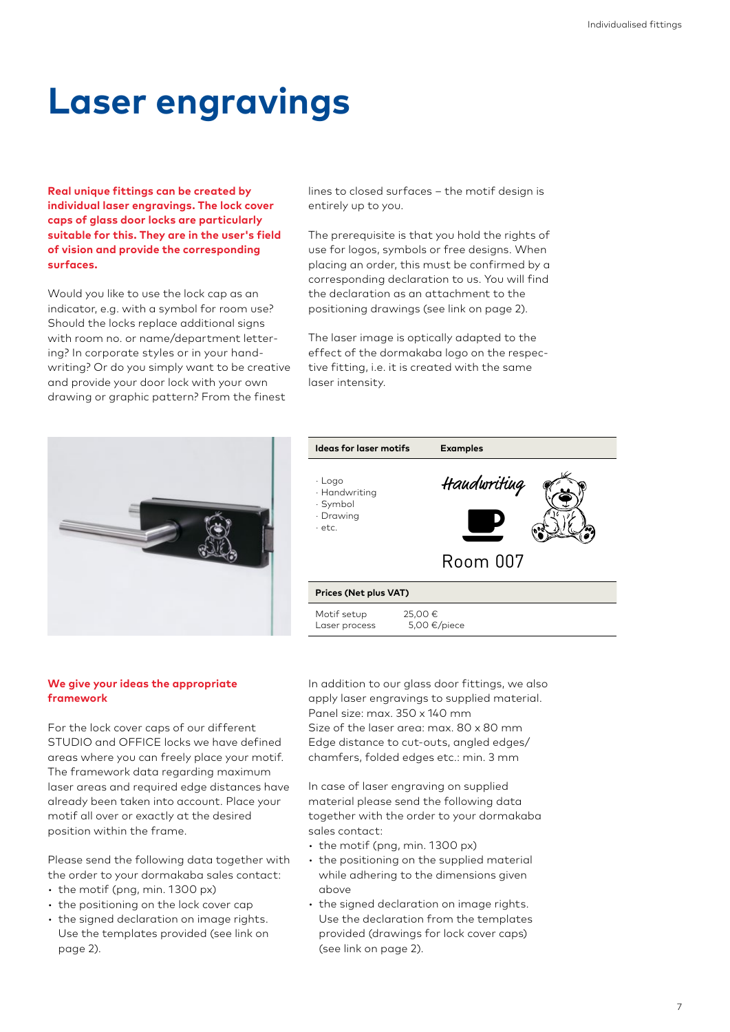# Laser engravings

**Real unique fittings can be created by individual laser engravings. The lock cover caps of glass door locks are particularly suitable for this. They are in the user's field of vision and provide the corresponding surfaces.**

Would you like to use the lock cap as an indicator, e.g. with a symbol for room use? Should the locks replace additional signs with room no. or name/department lettering? In corporate styles or in your handwriting? Or do you simply want to be creative and provide your door lock with your own drawing or graphic pattern? From the finest lines to closed surfaces – the motif design is entirely up to you.

The prerequisite is that you hold the rights of use for logos, symbols or free designs. When placing an order, this must be confirmed by a corresponding declaration to us. You will find the declaration as an attachment to the positioning drawings (see link on page 2).

The laser image is optically adapted to the effect of the dormakaba logo on the respective fitting, i.e. it is created with the same laser intensity.

| Ideas for laser motifs | Examples |
|---|---|
| · Logo<br>· Handwriting<br>· Symbol<br>· Drawing<br>· etc. | Handwriting<br>Room 007 |

| Prices (Net plus VAT) | |
|---|---|
| Motif setup | 25,00 € |
| Laser process | 5,00 €/piece |

## We give your ideas the appropriate framework

For the lock cover caps of our different STUDIO and OFFICE locks we have defined areas where you can freely place your motif. The framework data regarding maximum laser areas and required edge distances have already been taken into account. Place your motif all over or exactly at the desired position within the frame.

Please send the following data together with the order to your dormakaba sales contact:

- the motif (png, min. 1300 px)
- the positioning on the lock cover cap
- the signed declaration on image rights. Use the templates provided (see link on page 2).

In addition to our glass door fittings, we also apply laser engravings to supplied material.
Panel size: max. 350 x 140 mm
Size of the laser area: max. 80 x 80 mm
Edge distance to cut-outs, angled edges/ chamfers, folded edges etc.: min. 3 mm

In case of laser engraving on supplied material please send the following data together with the order to your dormakaba sales contact:

- the motif (png, min. 1300 px)
- the positioning on the supplied material while adhering to the dimensions given above
- the signed declaration on image rights. Use the declaration from the templates provided (drawings for lock cover caps) (see link on page 2).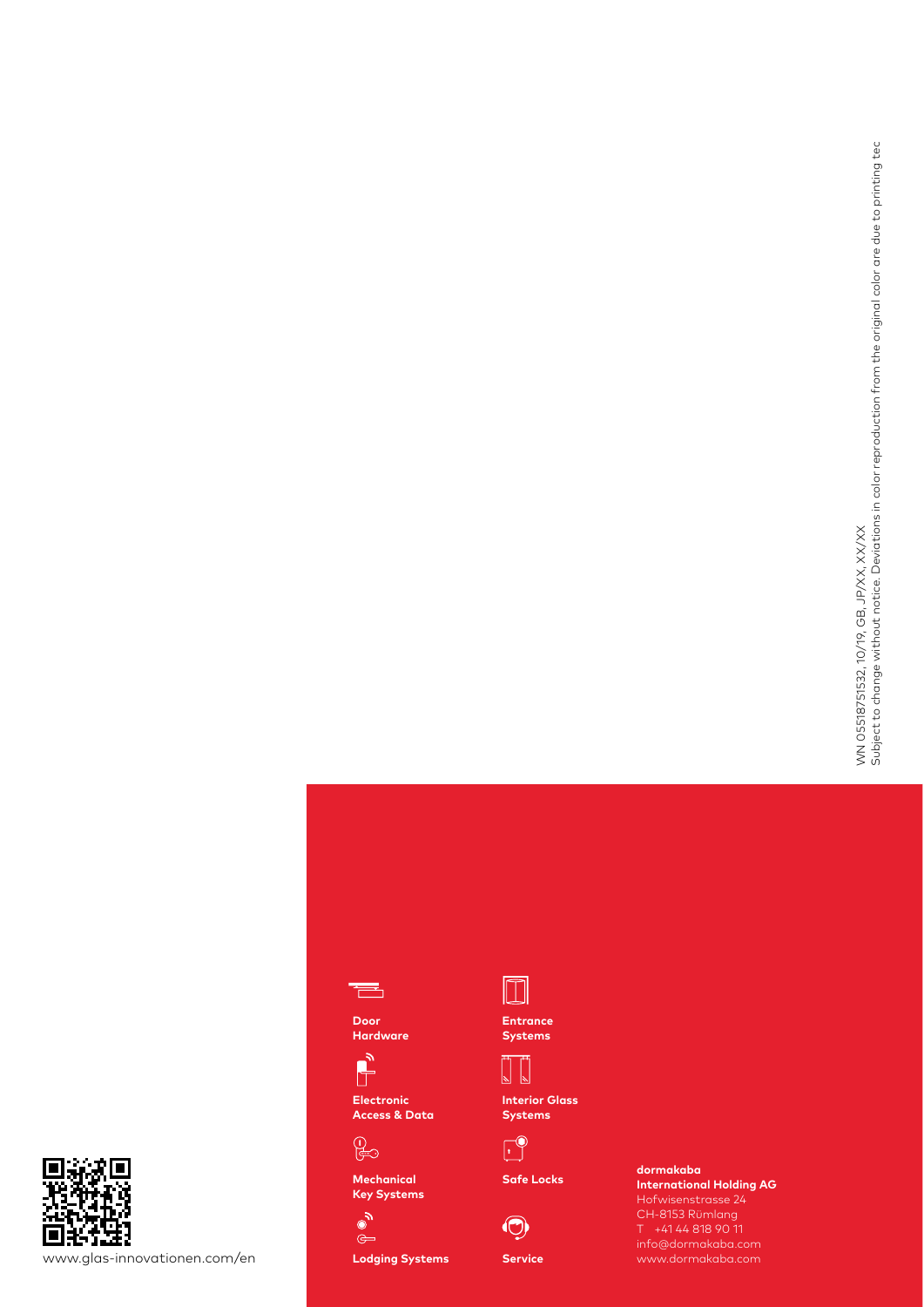WN 05518751532, 10/19, GB, JP/XX, XX/XX
Subject to change without notice. Deviations in color reproduction from the original color are due to printing tec

**Door Hardware**

**Entrance Systems**

**Electronic Access & Data**

**Interior Glass Systems**

**Mechanical Key Systems**

**Safe Locks**

**Lodging Systems**

**Service**

**dormakaba**
**International Holding AG**
Hofwisenstrasse 24
CH-8153 Rümlang
T +41 44 818 90 11
info@dormakaba.com
www.dormakaba.com

www.glas-innovationen.com/en